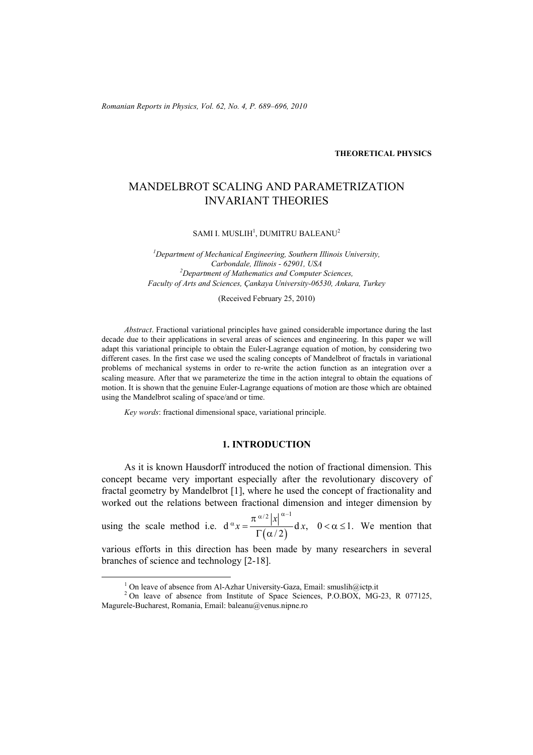**THEORETICAL PHYSICS**

# MANDELBROT SCALING AND PARAMETRIZATION INVARIANT THEORIES

SAMI I. MUSLIH[1], DUMITRU BALEANU[2]

[1]*Department of Mechanical Engineering, Southern Illinois University, Carbondale, Illinois - 62901, USA*
[2]*Department of Mathematics and Computer Sciences, Faculty of Arts and Sciences, Çankaya University-06530, Ankara, Turkey*

(Received February 25, 2010)

*Abstract*. Fractional variational principles have gained considerable importance during the last decade due to their applications in several areas of sciences and engineering. In this paper we will adapt this variational principle to obtain the Euler-Lagrange equation of motion, by considering two different cases. In the first case we used the scaling concepts of Mandelbrot of fractals in variational problems of mechanical systems in order to re-write the action function as an integration over a scaling measure. After that we parameterize the time in the action integral to obtain the equations of motion. It is shown that the genuine Euler-Lagrange equations of motion are those which are obtained using the Mandelbrot scaling of space/and or time.

*Key words*: fractional dimensional space, variational principle.

## 1. INTRODUCTION

As it is known Hausdorff introduced the notion of fractional dimension. This concept became very important especially after the revolutionary discovery of fractal geometry by Mandelbrot [1], where he used the concept of fractionality and worked out the relations between fractional dimension and integer dimension by using the scale method i.e. $\mathrm{d}^{\alpha}x = \frac{\pi^{\alpha/2}|x|^{\alpha-1}}{\Gamma(\alpha/2)}\mathrm{d}x,\quad 0<\alpha\leq 1.$ We mention that various efforts in this direction has been made by many researchers in several branches of science and technology [2-18].

[1] On leave of absence from Al-Azhar University-Gaza, Email: smuslih@ictp.it

[2] On leave of absence from Institute of Space Sciences, P.O.BOX, MG-23, R 077125, Magurele-Bucharest, Romania, Email: baleanu@venus.nipne.ro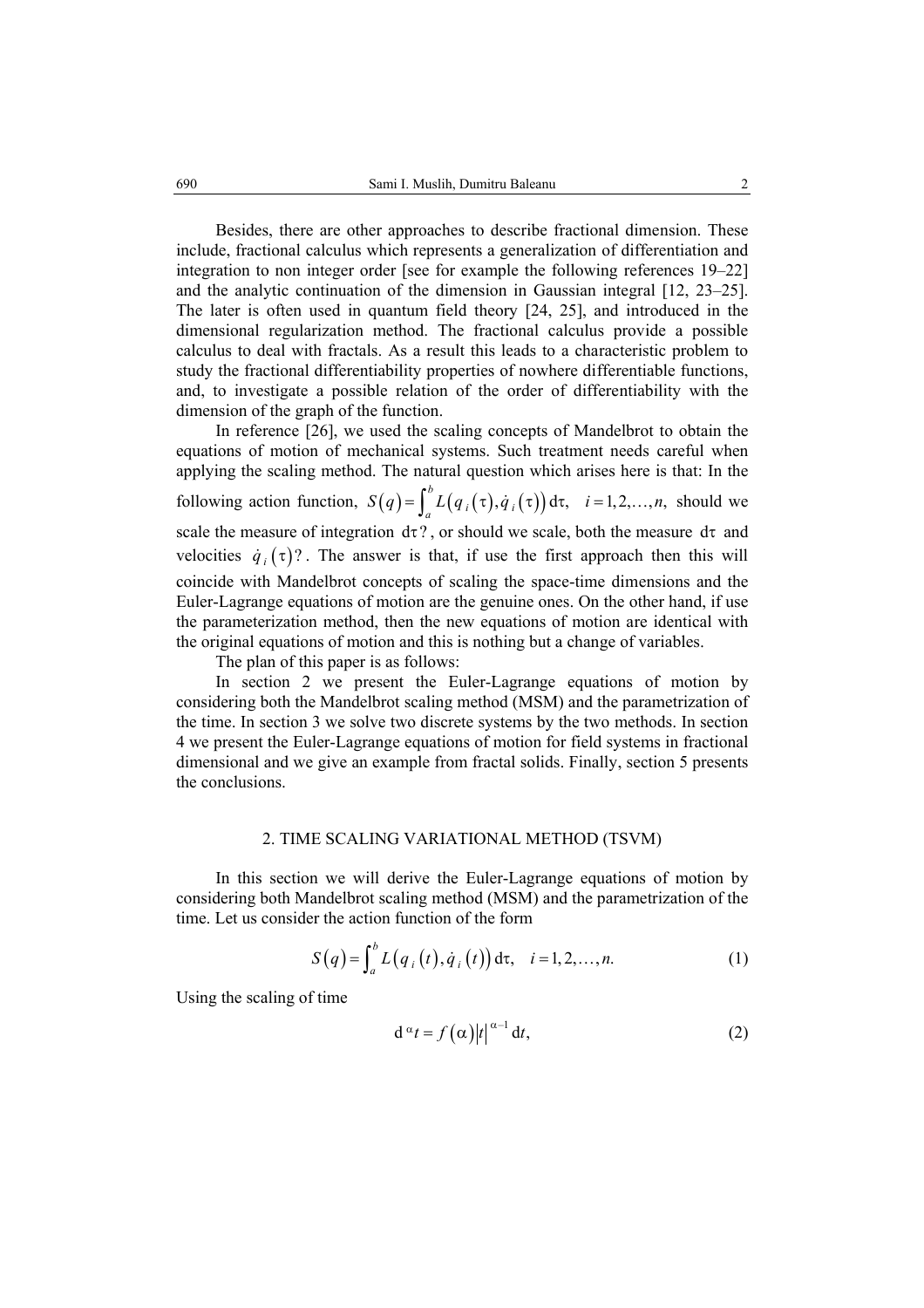Besides, there are other approaches to describe fractional dimension. These include, fractional calculus which represents a generalization of differentiation and integration to non integer order [see for example the following references 19–22] and the analytic continuation of the dimension in Gaussian integral [12, 23–25]. The later is often used in quantum field theory [24, 25], and introduced in the dimensional regularization method. The fractional calculus provide a possible calculus to deal with fractals. As a result this leads to a characteristic problem to study the fractional differentiability properties of nowhere differentiable functions, and, to investigate a possible relation of the order of differentiability with the dimension of the graph of the function.

In reference [26], we used the scaling concepts of Mandelbrot to obtain the equations of motion of mechanical systems. Such treatment needs careful when applying the scaling method. The natural question which arises here is that: In the following action function, $S(q) = \int_a^b L(q_i(\tau), \dot{q}_i(\tau))\,\mathrm{d}\tau, \quad i = 1, 2, \ldots, n,$ should we scale the measure of integration $\mathrm{d}\tau$?, or should we scale, both the measure $\mathrm{d}\tau$ and velocities $\dot{q}_i(\tau)$?. The answer is that, if use the first approach then this will coincide with Mandelbrot concepts of scaling the space-time dimensions and the Euler-Lagrange equations of motion are the genuine ones. On the other hand, if use the parameterization method, then the new equations of motion are identical with the original equations of motion and this is nothing but a change of variables.

The plan of this paper is as follows:

In section 2 we present the Euler-Lagrange equations of motion by considering both the Mandelbrot scaling method (MSM) and the parametrization of the time. In section 3 we solve two discrete systems by the two methods. In section 4 we present the Euler-Lagrange equations of motion for field systems in fractional dimensional and we give an example from fractal solids. Finally, section 5 presents the conclusions.

## 2. TIME SCALING VARIATIONAL METHOD (TSVM)

In this section we will derive the Euler-Lagrange equations of motion by considering both Mandelbrot scaling method (MSM) and the parametrization of the time. Let us consider the action function of the form

$$S(q) = \int_a^b L(q_i(t), \dot{q}_i(t))\,\mathrm{d}\tau, \quad i = 1, 2, \ldots, n. \tag{1}$$

Using the scaling of time

$$\mathrm{d}^{\alpha} t = f(\alpha)|t|^{\alpha-1}\,\mathrm{d}t, \tag{2}$$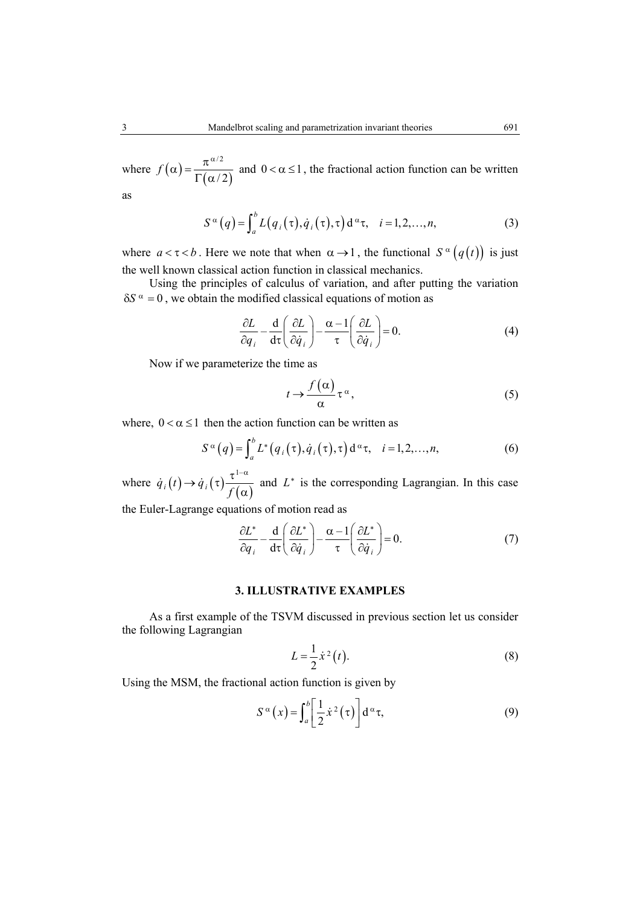where $f(\alpha) = \dfrac{\pi^{\alpha/2}}{\Gamma(\alpha/2)}$ and $0 < \alpha \leq 1$, the fractional action function can be written as

$$S^{\alpha}(q) = \int_a^b L(q_i(\tau), \dot{q}_i(\tau), \tau)\, \mathrm{d}^{\alpha}\tau, \quad i = 1, 2, \ldots, n, \tag{3}$$

where $a < \tau < b$. Here we note that when $\alpha \to 1$, the functional $S^{\alpha}(q(t))$ is just the well known classical action function in classical mechanics.

Using the principles of calculus of variation, and after putting the variation $\delta S^{\alpha} = 0$, we obtain the modified classical equations of motion as

$$\frac{\partial L}{\partial q_i} - \frac{\mathrm{d}}{\mathrm{d}\tau}\left(\frac{\partial L}{\partial \dot{q}_i}\right) - \frac{\alpha - 1}{\tau}\left(\frac{\partial L}{\partial \dot{q}_i}\right) = 0. \tag{4}$$

Now if we parameterize the time as

$$t \to \frac{f(\alpha)}{\alpha}\tau^{\alpha}, \tag{5}$$

where, $0 < \alpha \leq 1$ then the action function can be written as

$$S^{\alpha}(q) = \int_a^b L^{*}(q_i(\tau), \dot{q}_i(\tau), \tau)\, \mathrm{d}^{\alpha}\tau, \quad i = 1, 2, \ldots, n, \tag{6}$$

where $\dot{q}_i(t) \to \dot{q}_i(\tau)\dfrac{\tau^{1-\alpha}}{f(\alpha)}$ and $L^{*}$ is the corresponding Lagrangian. In this case the Euler-Lagrange equations of motion read as

$$\frac{\partial L^{*}}{\partial q_i} - \frac{\mathrm{d}}{\mathrm{d}\tau}\left(\frac{\partial L^{*}}{\partial \dot{q}_i}\right) - \frac{\alpha - 1}{\tau}\left(\frac{\partial L^{*}}{\partial \dot{q}_i}\right) = 0. \tag{7}$$

## 3. ILLUSTRATIVE EXAMPLES

As a first example of the TSVM discussed in previous section let us consider the following Lagrangian

$$L = \frac{1}{2}\dot{x}^2(t). \tag{8}$$

Using the MSM, the fractional action function is given by

$$S^{\alpha}(x) = \int_a^b \left[\frac{1}{2}\dot{x}^2(\tau)\right] \mathrm{d}^{\alpha}\tau, \tag{9}$$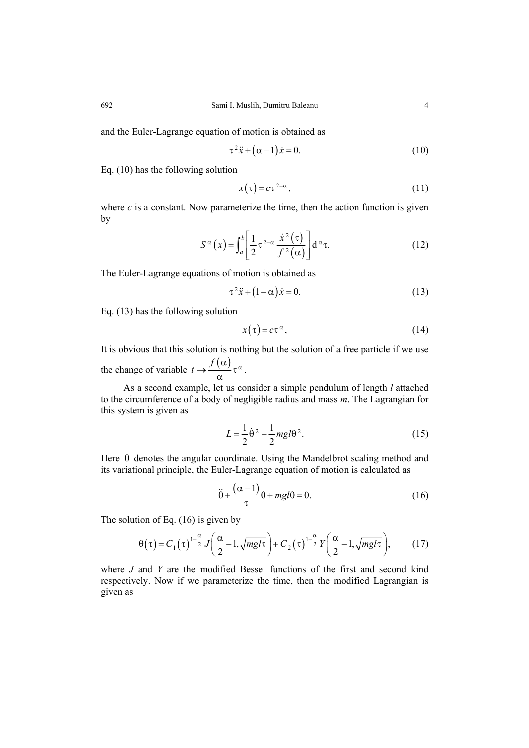and the Euler-Lagrange equation of motion is obtained as

$$\tau^2 \ddot{x} + (\alpha - 1)\dot{x} = 0. \tag{10}$$

Eq. (10) has the following solution

$$x(\tau) = c\tau^{2-\alpha}, \tag{11}$$

where $c$ is a constant. Now parameterize the time, then the action function is given by

$$S^{\alpha}(x) = \int_a^b \left[ \frac{1}{2} \tau^{2-\alpha} \frac{\dot{x}^2(\tau)}{f^2(\alpha)} \right] \mathrm{d}^{\alpha}\tau. \tag{12}$$

The Euler-Lagrange equations of motion is obtained as

$$\tau^2 \ddot{x} + (1 - \alpha)\dot{x} = 0. \tag{13}$$

Eq. (13) has the following solution

$$x(\tau) = c\tau^{\alpha}, \tag{14}$$

It is obvious that this solution is nothing but the solution of a free particle if we use the change of variable $t \to \frac{f(\alpha)}{\alpha}\tau^{\alpha}$.

As a second example, let us consider a simple pendulum of length $l$ attached to the circumference of a body of negligible radius and mass $m$. The Lagrangian for this system is given as

$$L = \frac{1}{2}\dot{\theta}^2 - \frac{1}{2} mgl\theta^2. \tag{15}$$

Here $\theta$ denotes the angular coordinate. Using the Mandelbrot scaling method and its variational principle, the Euler-Lagrange equation of motion is calculated as

$$\ddot{\theta} + \frac{(\alpha - 1)}{\tau}\theta + mgl\theta = 0. \tag{16}$$

The solution of Eq. (16) is given by

$$\theta(\tau) = C_1 (\tau)^{1-\frac{\alpha}{2}} J\left(\frac{\alpha}{2} - 1, \sqrt{mgl\tau}\right) + C_2 (\tau)^{1-\frac{\alpha}{2}} Y\left(\frac{\alpha}{2} - 1, \sqrt{mgl\tau}\right), \tag{17}$$

where $J$ and $Y$ are the modified Bessel functions of the first and second kind respectively. Now if we parameterize the time, then the modified Lagrangian is given as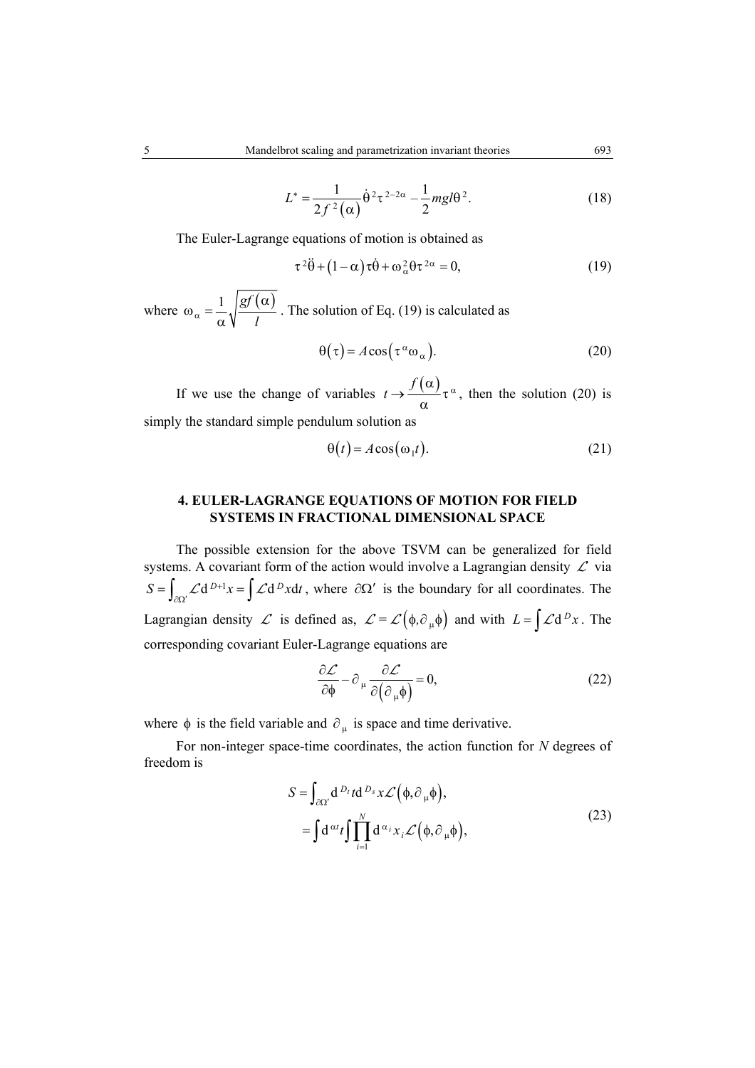$$L^{*} = \frac{1}{2f^{2}(\alpha)}\dot{\theta}^{2}\tau^{2-2\alpha} - \frac{1}{2}mgl\theta^{2}. \tag{18}$$

The Euler-Lagrange equations of motion is obtained as

$$\tau^{2}\ddot{\theta} + (1-\alpha)\tau\dot{\theta} + \omega_{\alpha}^{2}\theta\tau^{2\alpha} = 0, \tag{19}$$

where $\omega_{\alpha} = \frac{1}{\alpha}\sqrt{\frac{gf(\alpha)}{l}}$. The solution of Eq. (19) is calculated as

$$\theta(\tau) = A\cos\left(\tau^{\alpha}\omega_{\alpha}\right). \tag{20}$$

If we use the change of variables $t \to \frac{f(\alpha)}{\alpha}\tau^{\alpha}$, then the solution (20) is simply the standard simple pendulum solution as

$$\theta(t) = A\cos(\omega_{1}t). \tag{21}$$

## 4. EULER-LAGRANGE EQUATIONS OF MOTION FOR FIELD SYSTEMS IN FRACTIONAL DIMENSIONAL SPACE

The possible extension for the above TSVM can be generalized for field systems. A covariant form of the action would involve a Lagrangian density $\mathcal{L}$ via $S = \int_{\partial\Omega'} \mathcal{L}\mathrm{d}^{D+1}x = \int \mathcal{L}\mathrm{d}^{D}x\mathrm{d}t$, where $\partial\Omega'$ is the boundary for all coordinates. The Lagrangian density $\mathcal{L}$ is defined as, $\mathcal{L} = \mathcal{L}\left(\phi, \partial_{\mu}\phi\right)$ and with $L = \int \mathcal{L}\mathrm{d}^{D}x$. The corresponding covariant Euler-Lagrange equations are

$$\frac{\partial\mathcal{L}}{\partial\phi} - \partial_{\mu}\frac{\partial\mathcal{L}}{\partial\left(\partial_{\mu}\phi\right)} = 0, \tag{22}$$

where $\phi$ is the field variable and $\partial_{\mu}$ is space and time derivative.

For non-integer space-time coordinates, the action function for $N$ degrees of freedom is

$$\begin{aligned} S &= \int_{\partial\Omega'} \mathrm{d}^{D_t}t\mathrm{d}^{D_s}x\mathcal{L}\left(\phi, \partial_{\mu}\phi\right), \\ &= \int \mathrm{d}^{\alpha t}t\int\prod_{i=1}^{N}\mathrm{d}^{\alpha_i}x_i\mathcal{L}\left(\phi, \partial_{\mu}\phi\right), \end{aligned} \tag{23}$$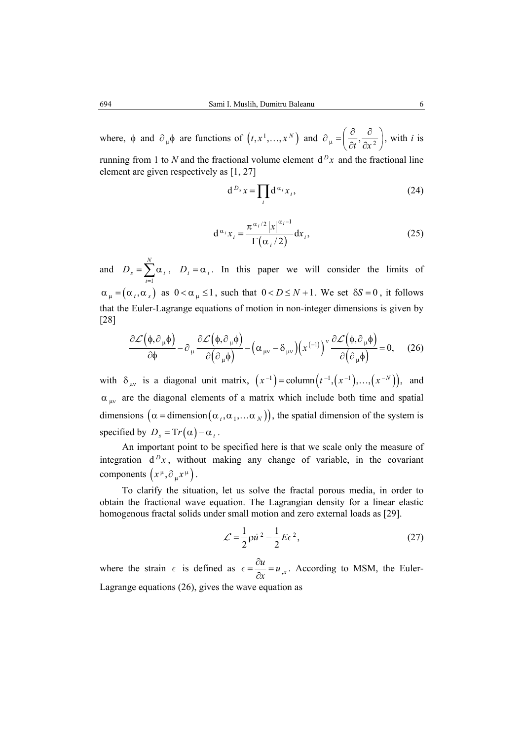where, $\phi$ and $\partial_\mu \phi$ are functions of $\left(t, x^1, \ldots, x^N\right)$ and $\partial_\mu = \left(\frac{\partial}{\partial t}, \frac{\partial}{\partial x^2}\right)$, with $i$ is running from 1 to $N$ and the fractional volume element $\mathrm{d}^D x$ and the fractional line element are given respectively as [1, 27]

$$\mathrm{d}^{D_s} x = \prod_i \mathrm{d}^{\alpha_i} x_i , \tag{24}$$

$$\mathrm{d}^{\alpha_i} x_i = \frac{\pi^{\alpha_i/2} \left|x\right|^{\alpha_i - 1}}{\Gamma\left(\alpha_i/2\right)} \mathrm{d}x_i , \tag{25}$$

and $D_s = \sum_{i=1}^{N} \alpha_i$, $D_t = \alpha_t$. In this paper we will consider the limits of $\alpha_\mu = \left(\alpha_t, \alpha_s\right)$ as $0 < \alpha_\mu \le 1$, such that $0 < D \le N+1$. We set $\delta S = 0$, it follows that the Euler-Lagrange equations of motion in non-integer dimensions is given by [28]

$$\frac{\partial \mathcal{L}\left(\phi, \partial_\mu \phi\right)}{\partial \phi} - \partial_\mu \frac{\partial \mathcal{L}\left(\phi, \partial_\mu \phi\right)}{\partial\left(\partial_\mu \phi\right)} - \left(\alpha_{\mu\nu} - \delta_{\mu\nu}\right)\left(x^{(-1)}\right)^\nu \frac{\partial \mathcal{L}\left(\phi, \partial_\mu \phi\right)}{\partial\left(\partial_\mu \phi\right)} = 0, \tag{26}$$

with $\delta_{\mu\nu}$ is a diagonal unit matrix, $\left(x^{-1}\right) = \mathrm{column}\left(t^{-1}, \left(x^{-1}\right), \ldots, \left(x^{-N}\right)\right)$, and $\alpha_{\mu\nu}$ are the diagonal elements of a matrix which include both time and spatial dimensions $\left(\alpha = \mathrm{dimension}\left(\alpha_t, \alpha_1, \ldots \alpha_N\right)\right)$, the spatial dimension of the system is specified by $D_s = \mathrm{T}r\left(\alpha\right) - \alpha_t$.

An important point to be specified here is that we scale only the measure of integration $\mathrm{d}^D x$, without making any change of variable, in the covariant components $\left(x^\mu, \partial_\mu x^\mu\right)$.

To clarify the situation, let us solve the fractal porous media, in order to obtain the fractional wave equation. The Lagrangian density for a linear elastic homogenous fractal solids under small motion and zero external loads as [29].

$$\mathcal{L} = \frac{1}{2}\rho \dot{u}^2 - \frac{1}{2} E \epsilon^2 , \tag{27}$$

where the strain $\epsilon$ is defined as $\epsilon = \frac{\partial u}{\partial x} = u_{,x}$. According to MSM, the Euler-Lagrange equations (26), gives the wave equation as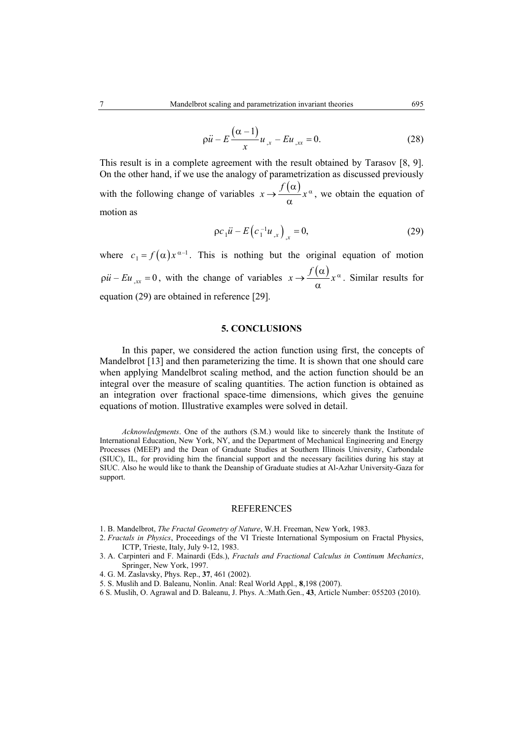$$\rho\ddot{u} - E\frac{(\alpha-1)}{x}u_{,x} - Eu_{,xx} = 0. \tag{28}$$

This result is in a complete agreement with the result obtained by Tarasov [8, 9]. On the other hand, if we use the analogy of parametrization as discussed previously with the following change of variables $x \to \frac{f(\alpha)}{\alpha}x^{\alpha}$, we obtain the equation of motion as

$$\rho c_1\ddot{u} - E\left(c_1^{-1}u_{,x}\right)_{,x} = 0, \tag{29}$$

where $c_1 = f(\alpha)x^{\alpha-1}$. This is nothing but the original equation of motion $\rho\ddot{u} - Eu_{,xx} = 0$, with the change of variables $x \to \frac{f(\alpha)}{\alpha}x^{\alpha}$. Similar results for equation (29) are obtained in reference [29].

## 5. CONCLUSIONS

In this paper, we considered the action function using first, the concepts of Mandelbrot [13] and then parameterizing the time. It is shown that one should care when applying Mandelbrot scaling method, and the action function should be an integral over the measure of scaling quantities. The action function is obtained as an integration over fractional space-time dimensions, which gives the genuine equations of motion. Illustrative examples were solved in detail.

*Acknowledgments*. One of the authors (S.M.) would like to sincerely thank the Institute of International Education, New York, NY, and the Department of Mechanical Engineering and Energy Processes (MEEP) and the Dean of Graduate Studies at Southern Illinois University, Carbondale (SIUC), IL, for providing him the financial support and the necessary facilities during his stay at SIUC. Also he would like to thank the Deanship of Graduate studies at Al-Azhar University-Gaza for support.

## REFERENCES

1. B. Mandelbrot, *The Fractal Geometry of Nature*, W.H. Freeman, New York, 1983.
2. *Fractals in Physics*, Proceedings of the VI Trieste International Symposium on Fractal Physics, ICTP, Trieste, Italy, July 9-12, 1983.
3. A. Carpinteri and F. Mainardi (Eds.), *Fractals and Fractional Calculus in Continum Mechanics*, Springer, New York, 1997.
4. G. M. Zaslavsky, Phys. Rep., **37**, 461 (2002).
5. S. Muslih and D. Baleanu, Nonlin. Anal: Real World Appl., **8**,198 (2007).
6 S. Muslih, O. Agrawal and D. Baleanu, J. Phys. A.:Math.Gen., **43**, Article Number: 055203 (2010).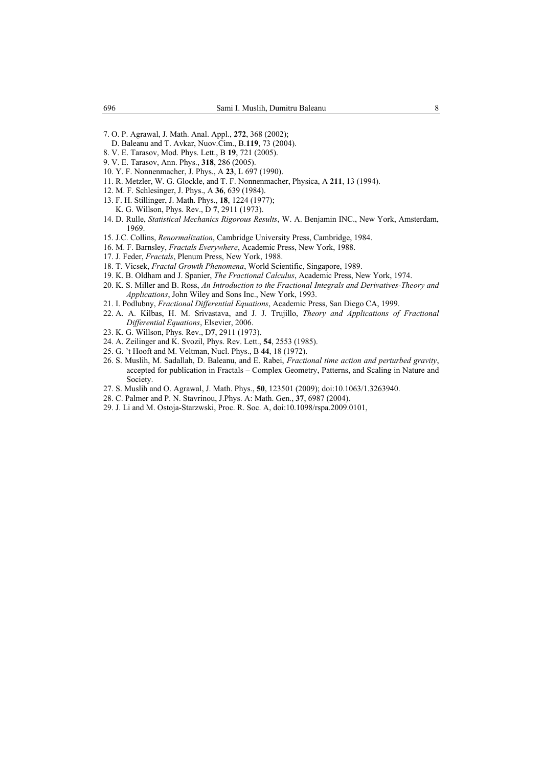7. O. P. Agrawal, J. Math. Anal. Appl., **272**, 368 (2002);
   D. Baleanu and T. Avkar, Nuov.Cim., B.**119**, 73 (2004).
8. V. E. Tarasov, Mod. Phys. Lett., B **19**, 721 (2005).
9. V. E. Tarasov, Ann. Phys., **318**, 286 (2005).
10. Y. F. Nonnenmacher, J. Phys., A **23**, L 697 (1990).
11. R. Metzler, W. G. Glockle, and T. F. Nonnenmacher, Physica, A **211**, 13 (1994).
12. M. F. Schlesinger, J. Phys., A **36**, 639 (1984).
13. F. H. Stillinger, J. Math. Phys., **18**, 1224 (1977);
    K. G. Willson, Phys. Rev., D **7**, 2911 (1973).
14. D. Rulle, *Statistical Mechanics Rigorous Results*, W. A. Benjamin INC., New York, Amsterdam, 1969.
15. J.C. Collins, *Renormalization*, Cambridge University Press, Cambridge, 1984.
16. M. F. Barnsley, *Fractals Everywhere*, Academic Press, New York, 1988.
17. J. Feder, *Fractals*, Plenum Press, New York, 1988.
18. T. Vicsek, *Fractal Growth Phenomena*, World Scientific, Singapore, 1989.
19. K. B. Oldham and J. Spanier, *The Fractional Calculus*, Academic Press, New York, 1974.
20. K. S. Miller and B. Ross, *An Introduction to the Fractional Integrals and Derivatives-Theory and Applications*, John Wiley and Sons Inc., New York, 1993.
21. I. Podlubny, *Fractional Differential Equations*, Academic Press, San Diego CA, 1999.
22. A. A. Kilbas, H. M. Srivastava, and J. J. Trujillo, *Theory and Applications of Fractional Differential Equations*, Elsevier, 2006.
23. K. G. Willson, Phys. Rev., D**7**, 2911 (1973).
24. A. Zeilinger and K. Svozil, Phys. Rev. Lett., **54**, 2553 (1985).
25. G. 't Hooft and M. Veltman, Nucl. Phys., B **44**, 18 (1972).
26. S. Muslih, M. Sadallah, D. Baleanu, and E. Rabei, *Fractional time action and perturbed gravity*, accepted for publication in Fractals – Complex Geometry, Patterns, and Scaling in Nature and Society.
27. S. Muslih and O. Agrawal, J. Math. Phys., **50**, 123501 (2009); doi:10.1063/1.3263940.
28. C. Palmer and P. N. Stavrinou, J.Phys. A: Math. Gen., **37**, 6987 (2004).
29. J. Li and M. Ostoja-Starzwski, Proc. R. Soc. A, doi:10.1098/rspa.2009.0101,